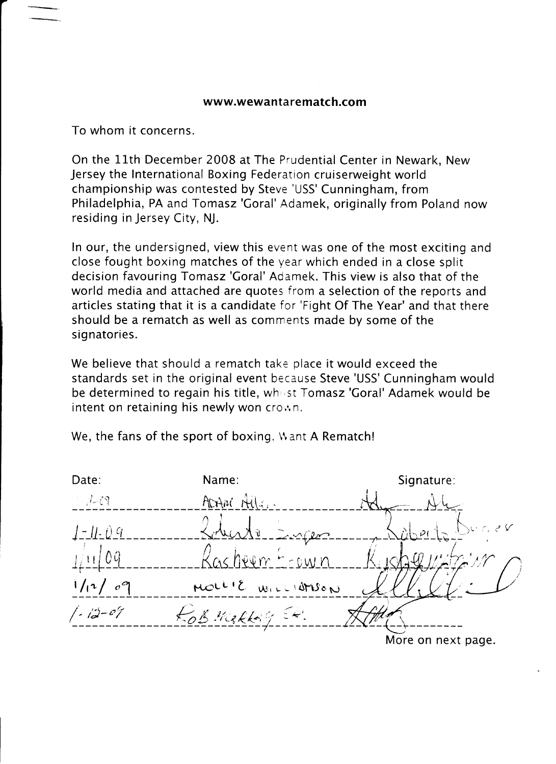**www.wewantarematch.com**

To whom it concerns.

On the 11th December 2008 at The Prudential Center in Newark, New Jersey the International Boxing Federation cruiserweight world championship was contested by Steve 'USS' Cunningham, from Philadelphia, PA and Tomasz 'Goral' Adamek, originally from Poland now residing in Jersey City, NJ.

In our, the undersigned, view this event was one of the most exciting and close fought boxing matches of the year which ended in a close split decision favouring Tomasz 'Goral' Adamek. This view is also that of the world media and attached are quotes from a selection of the reports and articles stating that it is a candidate for 'Fight Of The Year' and that there should be a rematch as well as comments made by some of the signatories.

We believe that should a rematch take place it would exceed the standards set in the original event because Steve 'USS' Cunningham would be determined to regain his title, whilst Tomasz 'Goral' Adamek would be intent on retaining his newly won crown.

We, the fans of the sport of boxing, Want A Rematch!

| Date: | Name: | Signature: |
|---|---|---|
| 1-09 | Adam Allen | [signature] |
| 1-11-09 | Roberto Burger | [signature] |
| 1/11/09 | Rasheem Brown | [signature] |
| 1/12/09 | Mollie Williamson | [signature] |
| 1-12-09 | Rob Makkey Sr. | [signature] |

More on next page.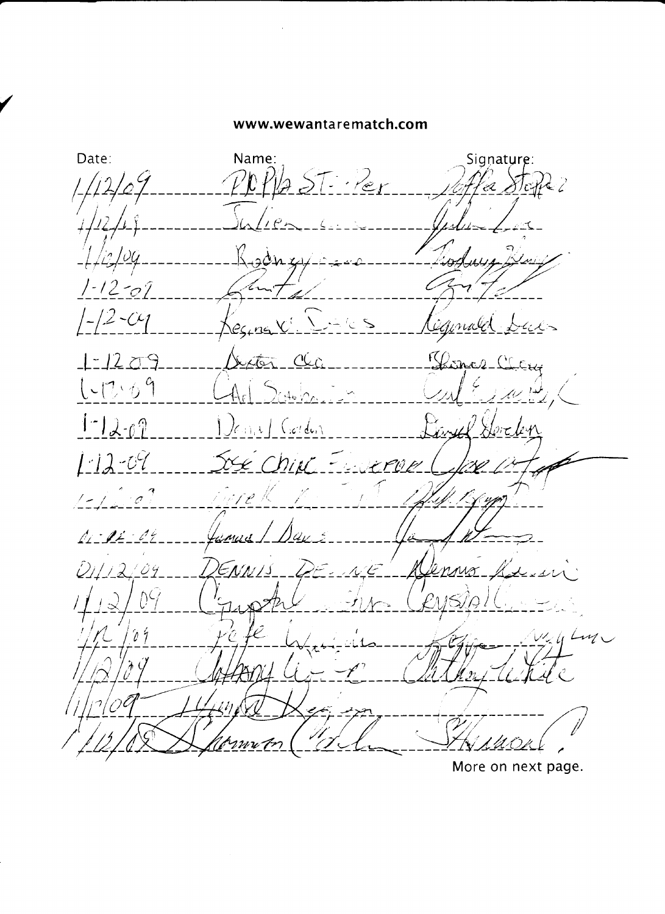**www.wewantarematch.com**

| Date: | Name: | Signature: |
| --- | --- | --- |
| 1/12/09 | Poppa St. Per | Poppa Stopper |
| 1/12/09 | Julien L... | Julien L... |
| 1/12/09 | Rodney ... | Rodney ... |
| 1-12-09 | ... | ... |
| 1-12-09 | Reginald Davis | Reginald Davis |
| 1-12-09 | Dexter Cla... | Thomas Clay |
| 1-12-09 | Carl Sch... | Carl ... |
| 1-12-09 | Daniel Gordon | Daniel Gordon |
| 1-12-09 | Jose Chirc F...erda | Jose ... |
| 1-12-09 | ... | ... |
| 01-12-09 | Jamar Davis | ... |
| 01/12/09 | DENNIS DE...NE | Dennis ... |
| 1/12/09 | Crystal ... | Crystal ... |
| 1/12/09 | Pete W... | ... |
| 1/12/09 | Anthony Li...e | Anthony Lichte |
| 1/12/09 | Hu... Neg... | |
| 1/12/09 | Shannon C... | Shannon |

More on next page.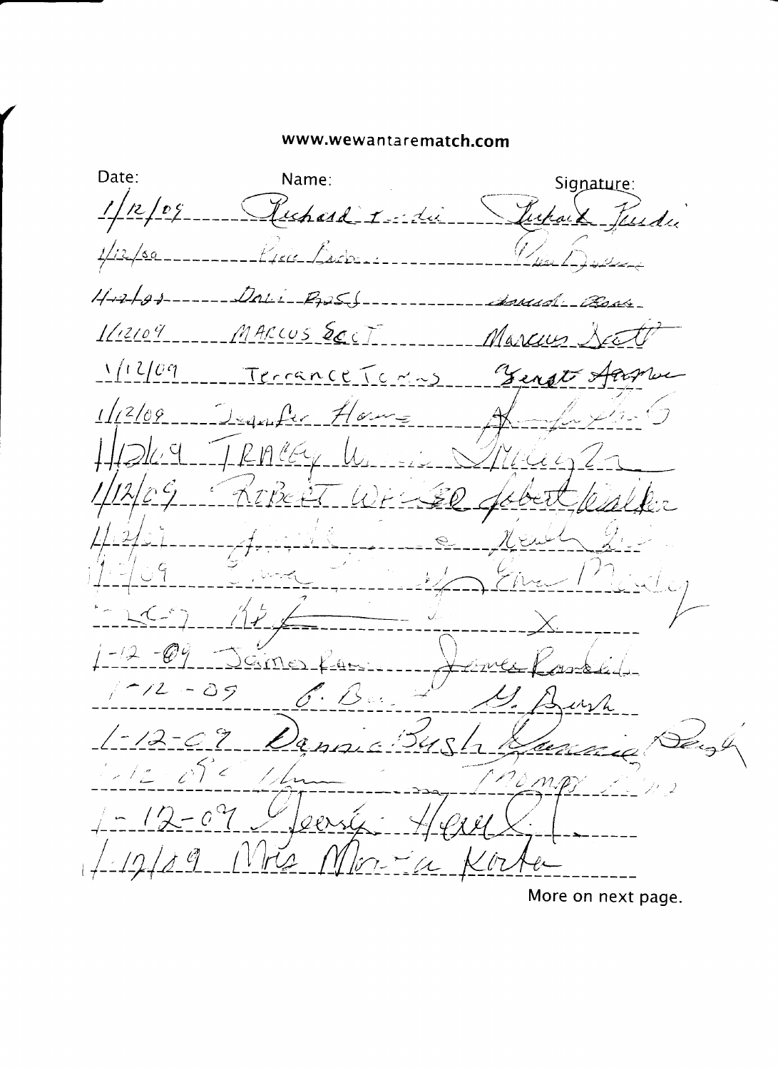www.wewantarematch.com

| Date: | Name: | Signature: |
| --- | --- | --- |
| 1/12/09 | Richard Tordi | Richard Tordi |
| 1/12/09 | Pam Barr | Pam Barr |
| 1/12/09 | Dave Ross | David Ross |
| 1/12/09 | MARCUS SCOTT | Marcus Scott |
| 1/12/09 | Terrance Jones | Terrance Jones |
| 1/12/09 | Jennifer Howe | |
| 1/12/09 | TRACEY W | |
| 1/12/09 | ROBERT WALKER | Robert Walker |
| 1/12/09 | | |
| 1/12/09 | | Erica Mosley |
| 1-12-09 | | X |
| 1-12-09 | James Ran | James Randall |
| 1-12-09 | G. B | G. Bush |
| 1-12-09 | Dannie Bush | Dannie Bush |
| 1-12-09 | | |
| 1-12-09 | Jessie Hall | |
| 1-12-09 | Mrs Monica Korte | |

More on next page.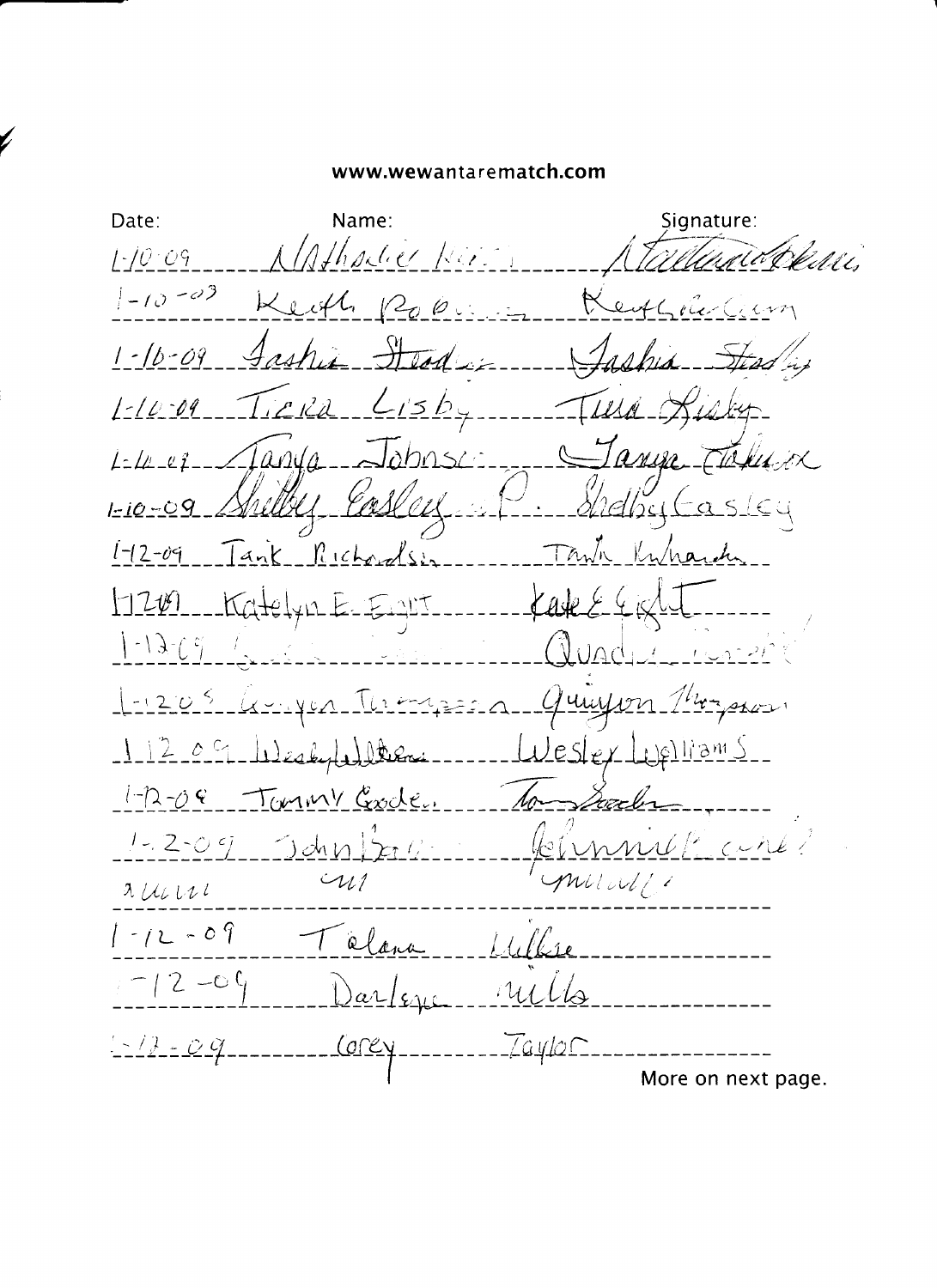www.wewantarematch.com

| Date: | Name: | Signature: |
|---|---|---|
| 1-10-09 | Nathalie Kii | Nathalie Kii |
| 1-10-09 | Keith Robin | Keith Robin |
| 1-10-09 | Jashia Stead | Jashia Stead |
| 1-10-09 | Tiera Lisby | Tiera Lisby |
| 1-10-09 | Tanya Johnson | Tanya Johnson |
| 1-10-09 | Shelby Easley | Shelby Easley |
| 1-12-09 | Tank Richardson | Tank Richardson |
| 1-12-09 | Katelyn E. Eight | Kate E Eight |
| 1-12-09 | | Quad |
| 1-12-09 | Quiyon Thompson | Quiyon Thompson |
| 1-12-09 | Wesley Williams | Wesley Williams |
| 1-12-09 | Tommy Goode | Tom Goode |
| 1-12-09 | John Bell | Johnnie Bell |
| 1-12-09 | Tolana | Willie |
| 1-12-09 | Darlene | Mills |
| 1-12-09 | Corey | Taylor |

More on next page.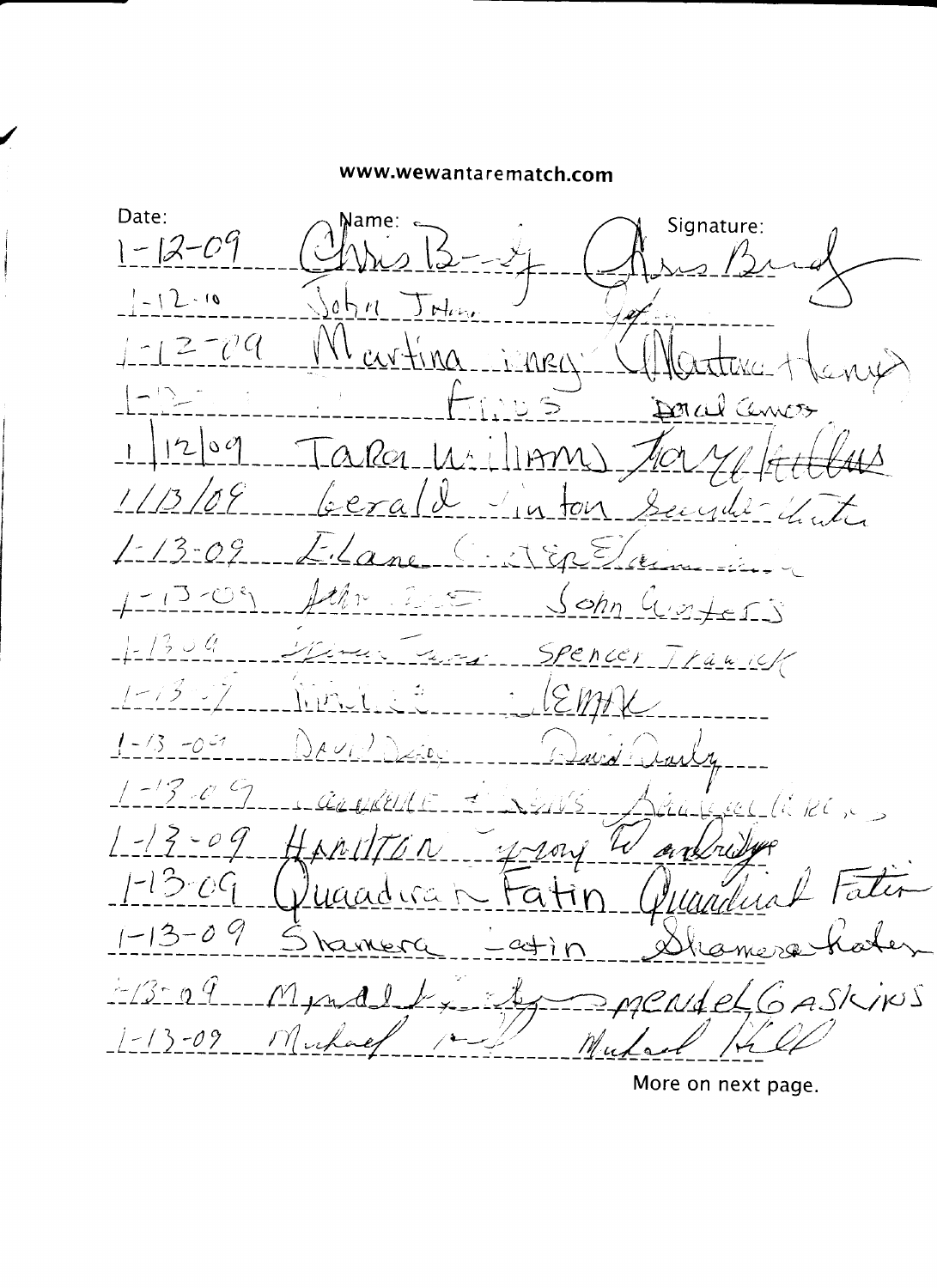www.wewantarematch.com

| Date: | Name: | Signature: |
| --- | --- | --- |
| 1-12-09 | Chris B | Chris Bird |
| 1-12-10 | John J | |
| 1-12-09 | Martina Henry | Martina Henry |
| 1-12- | Fries | David Ames |
| 1/12/09 | Tara Williams | Tara Williams |
| 1/13/09 | Gerald Linton | |
| 1-13-09 | Elane | |
| 1-13-09 | | John Carter |
| 1-13-09 | | Spencer Traurick |
| 1-13-09 | | |
| 1-13-09 | David | David Dailey |
| 1-13-09 | | |
| 1-13-09 | Hamilton | |
| 1-13-09 | Quadiran Fatin | Quadiral Fatin |
| 1-13-09 | Shamera Latin | Shamera Latin |
| 1-13-09 | Mendel | Mendel Gaskins |
| 1-13-09 | Michael | Michael |

More on next page.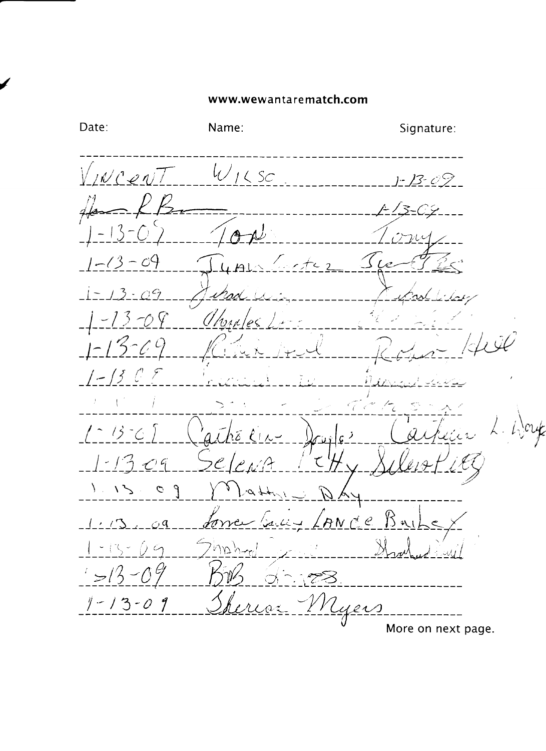www.wewantarematch.com

| Date: | Name: | Signature: |
| --- | --- | --- |
| VINCENT | WILSC | 1-13-09 |
| | | 1-13-09 |
| 1-13-09 | TON | Tony |
| 1-13-09 | JUAN | |
| 1-13-09 | | |
| 1-13-09 | Charles | |
| 1-13-09 | | Robin Hill |
| 1-13-09 | | |
| | | |
| 1-13-09 | Catherine Douglas | Catherine L. Douglas |
| 1-13-09 | Selena Petty | Selena Petty |
| 1.13.09 | Matthew Day | |
| 1.13.09 | | LANCE Bailey |
| 1-13-09 | | |
| 1-13-09 | Bob | |
| 1-13-09 | Sheree Myers | |

More on next page.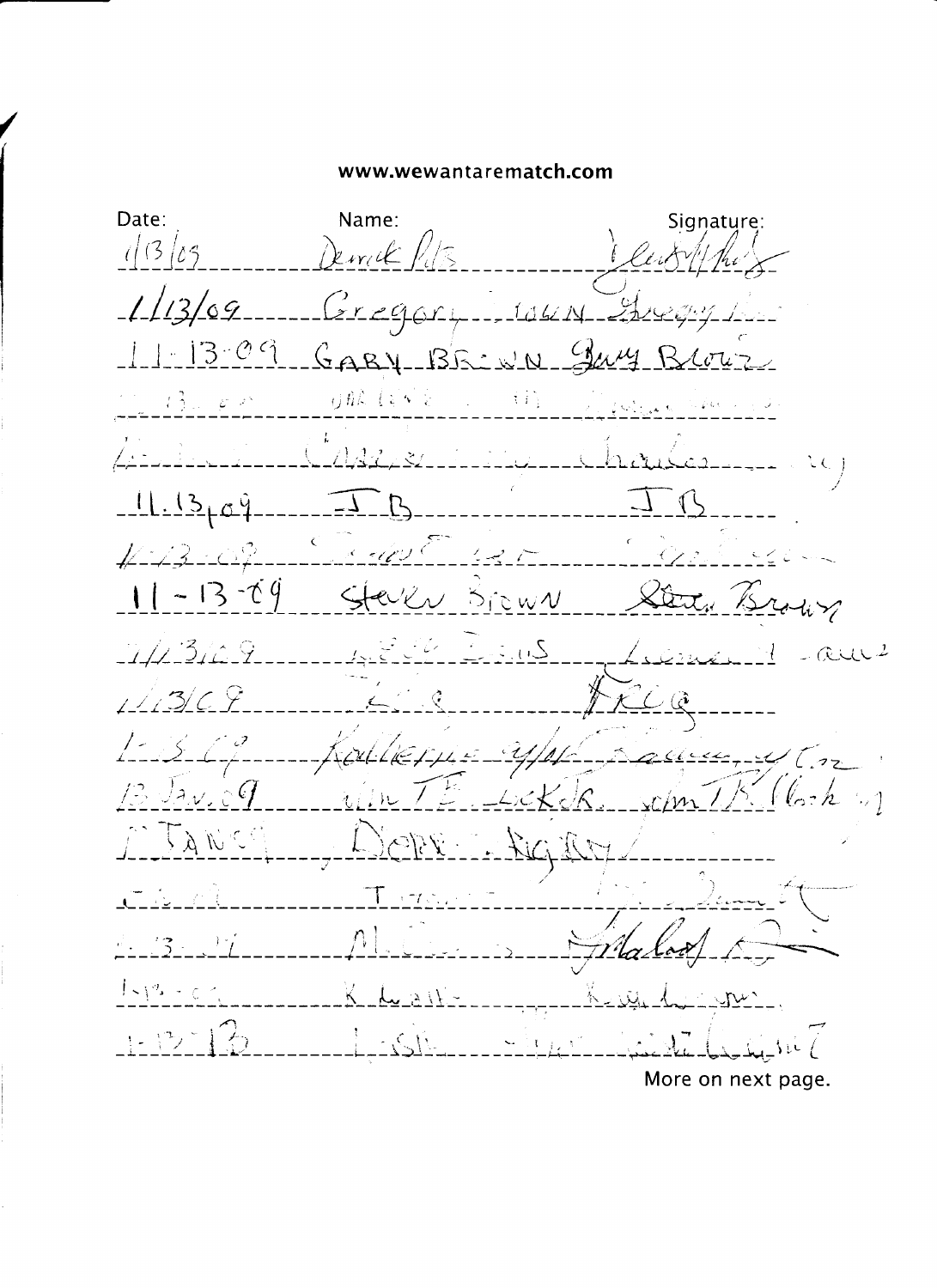www.wewantarematch.com

| Date: | Name: | Signature: |
|---|---|---|
| 1/13/09 | Derrick Pitts | |
| 1/13/09 | Gregory Town | Gregory |
| 11-13-09 | GARY BROWN | Gary Brown |
| | | |
| | Carrie | Charles |
| 11.13.09 | J B | J B |
| 1-13-09 | | |
| 11-13-09 | Steven Brown | Steven Brown |
| 1/13/09 | | |
| 1/13/09 | | Fred |
| 1-13-09 | Kathleen | |
| 13 Jan. 09 | | |
| 1 JAN 09 | Debbie Rigby | |
| | T | |
| 1-13-09 | M | |
| 1-13-09 | K | |
| 1-13-13 | | |

More on next page.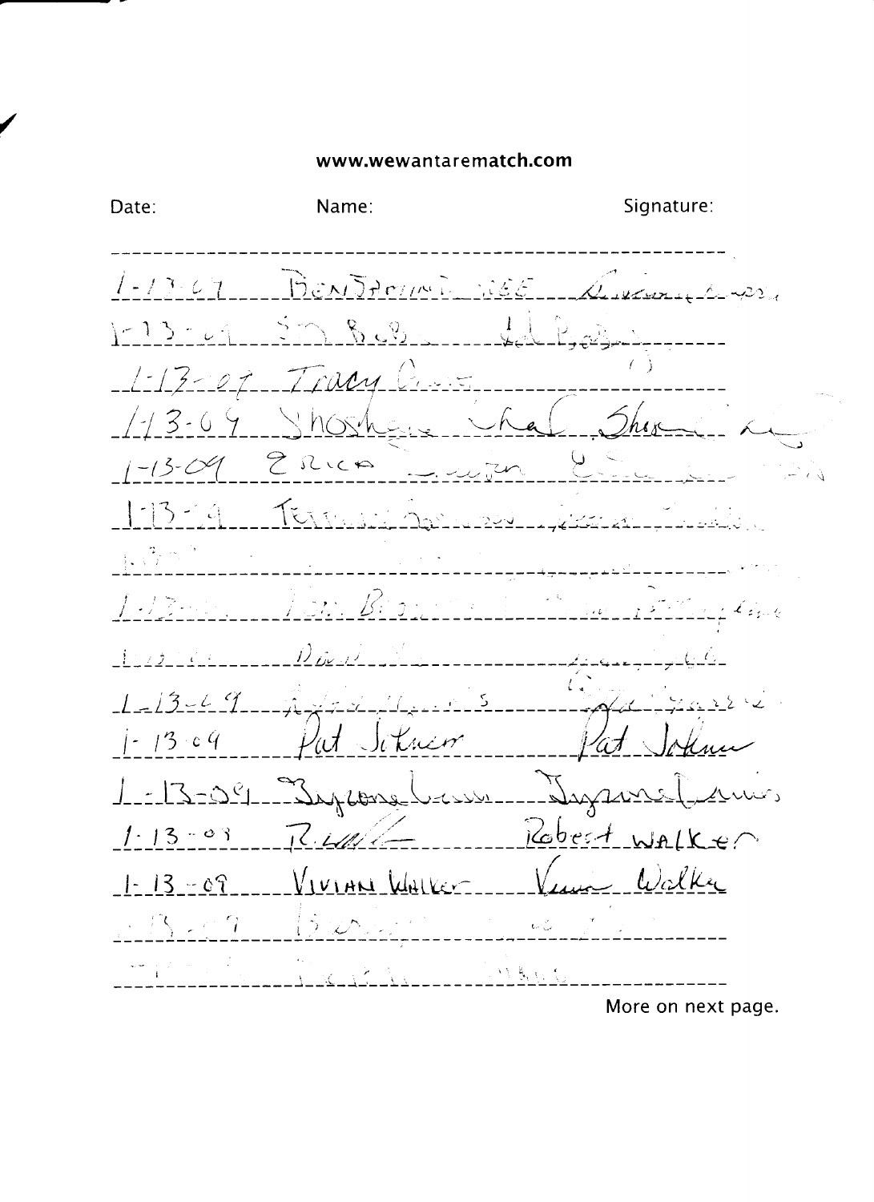www.wewantarematch.com

| Date: | Name: | Signature: |
|---|---|---|
| 1-13-09 | Benjamin Lee | |
| 1-13-09 | | |
| 1-13-09 | Tracy | |
| 1-13-09 | Shoshana | Shoshana |
| 1-13-09 | Erica | |
| 1-13-09 | | |
| | | |
| 1-13- | | |
| 1-13- | | |
| 1-13-09 | | |
| 1-13-09 | Pat Jitner | Pat Jitner |
| 1-13-09 | | |
| 1-13-09 | R. | Robert WALKER |
| 1-13-09 | VIVIAN Walker | Vivian Walker |
| 1-13-09 | | |
| | | |

More on next page.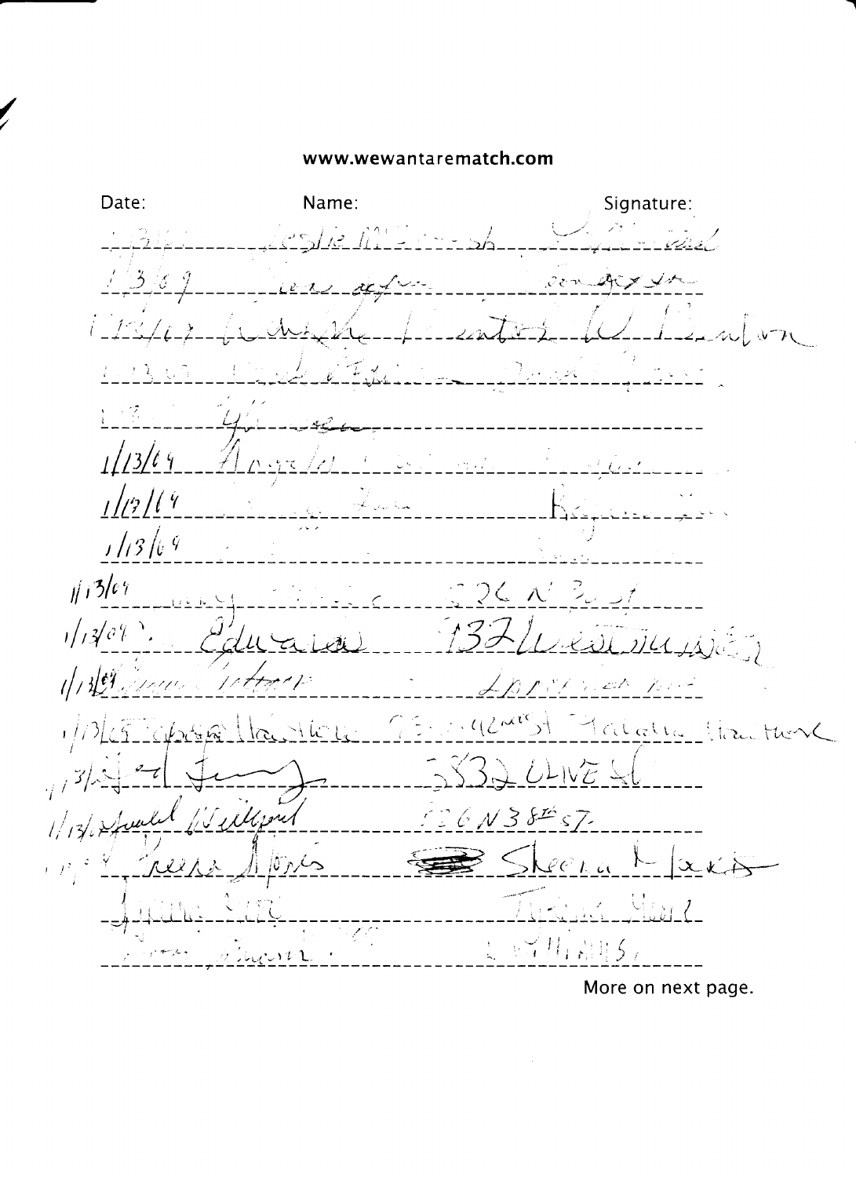www.wewantarematch.com

| Date: | Name: | Signature: |
| --- | --- | --- |
| | Leslie M | |
| 1/3/09 | | |
| 1/13/09 | | W Benton |
| 1/13/09 | | |
| 1/13 | | |
| 1/13/09 | Angela | |
| 1/13/09 | | |
| 1/13/09 | | |
| 1/13/09 | | 526 N 3 |
| 1/13/09 | Edward | 132 |
| 1/13/09 | | |
| 1/13/09 | Hawthorne | Natalie Hawthorne |
| 1/13/09 | | 5832 Olive St |
| 1/13 | Samuel Williams | 526 N 38th St |
| 1/13/09 | Sheena Harris | Sheena Harris |
| | | |
| | | Williams |

More on next page.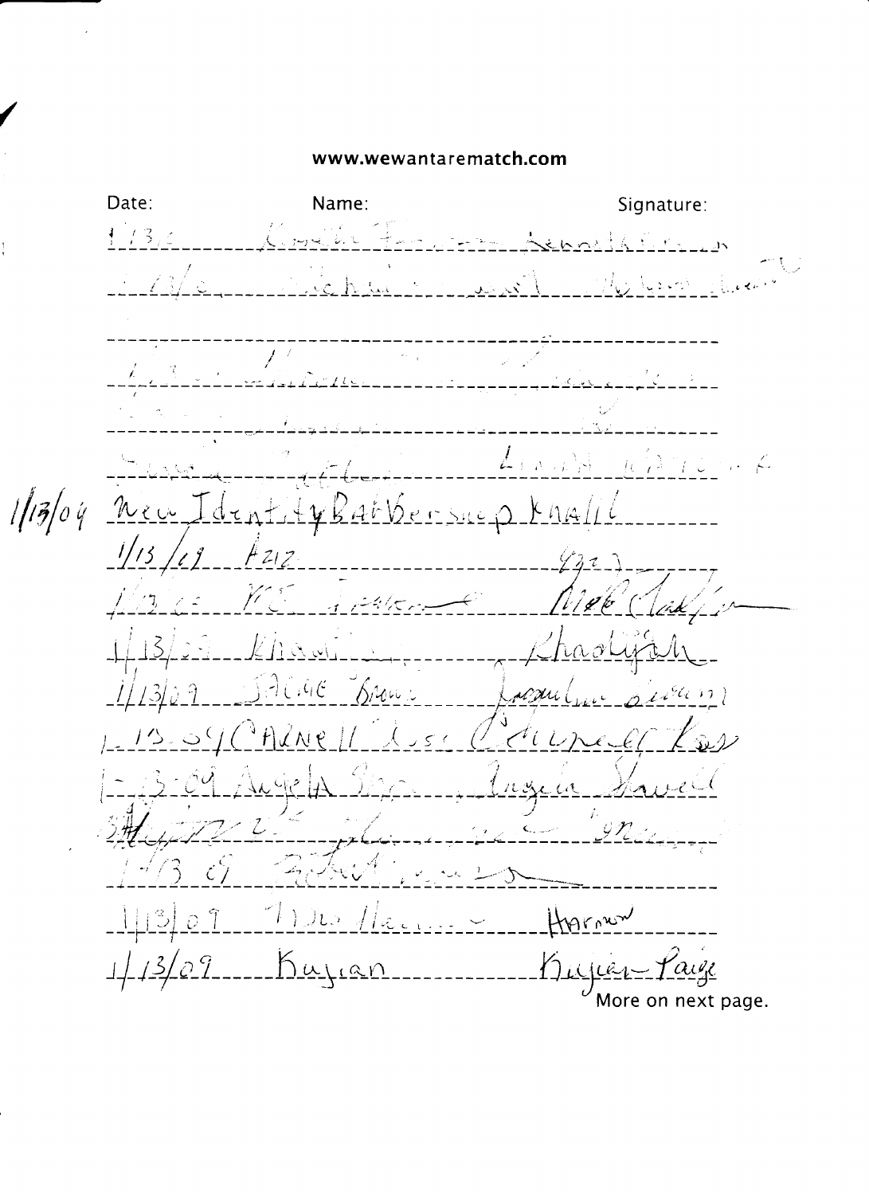**www.wewantarematch.com**

| Date: | Name: | Signature: |
|---|---|---|
| 1/13/09 | New Identity Barbershop | Khalil |
| 1/13/09 | Aziz | |
| 1/13/09 | | |
| 1/13/09 | Khadijah | Khadijah |
| 1/13/09 | Sadie Brown | |
| 1-13-09 | Carnell | |
| 1-13-09 | Angela | Angela Howell |
| | | |
| 1/13/09 | | |
| 1/13/09 | | Harmon |
| 1/13/09 | Kujian | Kujian Paige |

More on next page.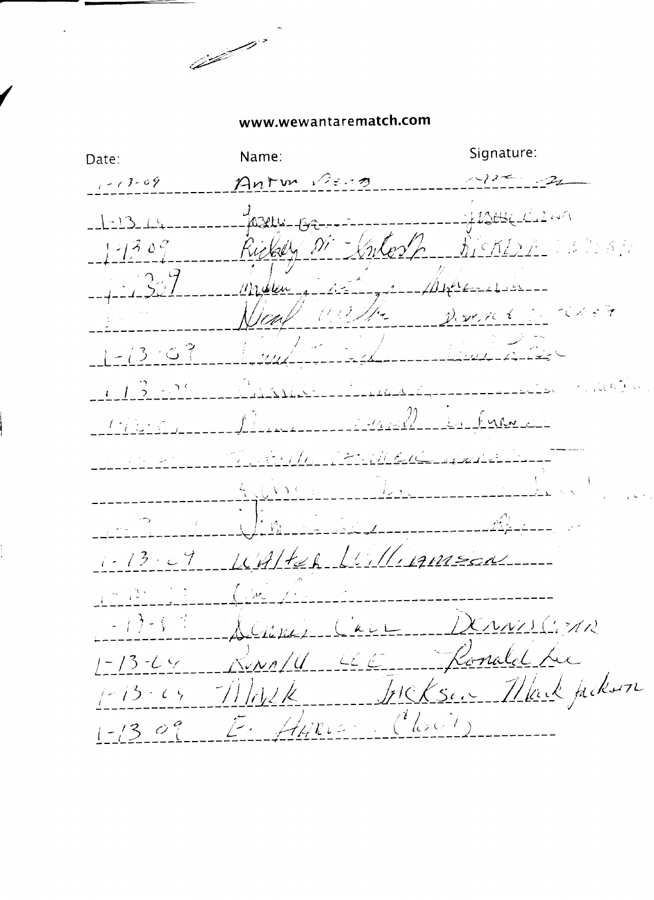www.wewantarematch.com

| Date: | Name: | Signature: |
| --- | --- | --- |
| 1-13-09 | Anton | |
| 1-13-09 | Joseph | |
| 1-13-09 | Rickey | |
| 1-13-09 | | |
| | Neal | |
| 1-13-09 | | |
| 1-13-09 | | |
| 1-13-09 | | |
| | | |
| | | |
| | Jim | |
| 1-13-09 | Walter Williamson | |
| 1-13-09 | | |
| 1-13-09 | Dennis Carr | Dennis Carr |
| 1-13-09 | Ronald Lee | Ronald Lee |
| 1-13-09 | Mark Jackson | Mark Jackson |
| 1-13-09 | E. Harris | |